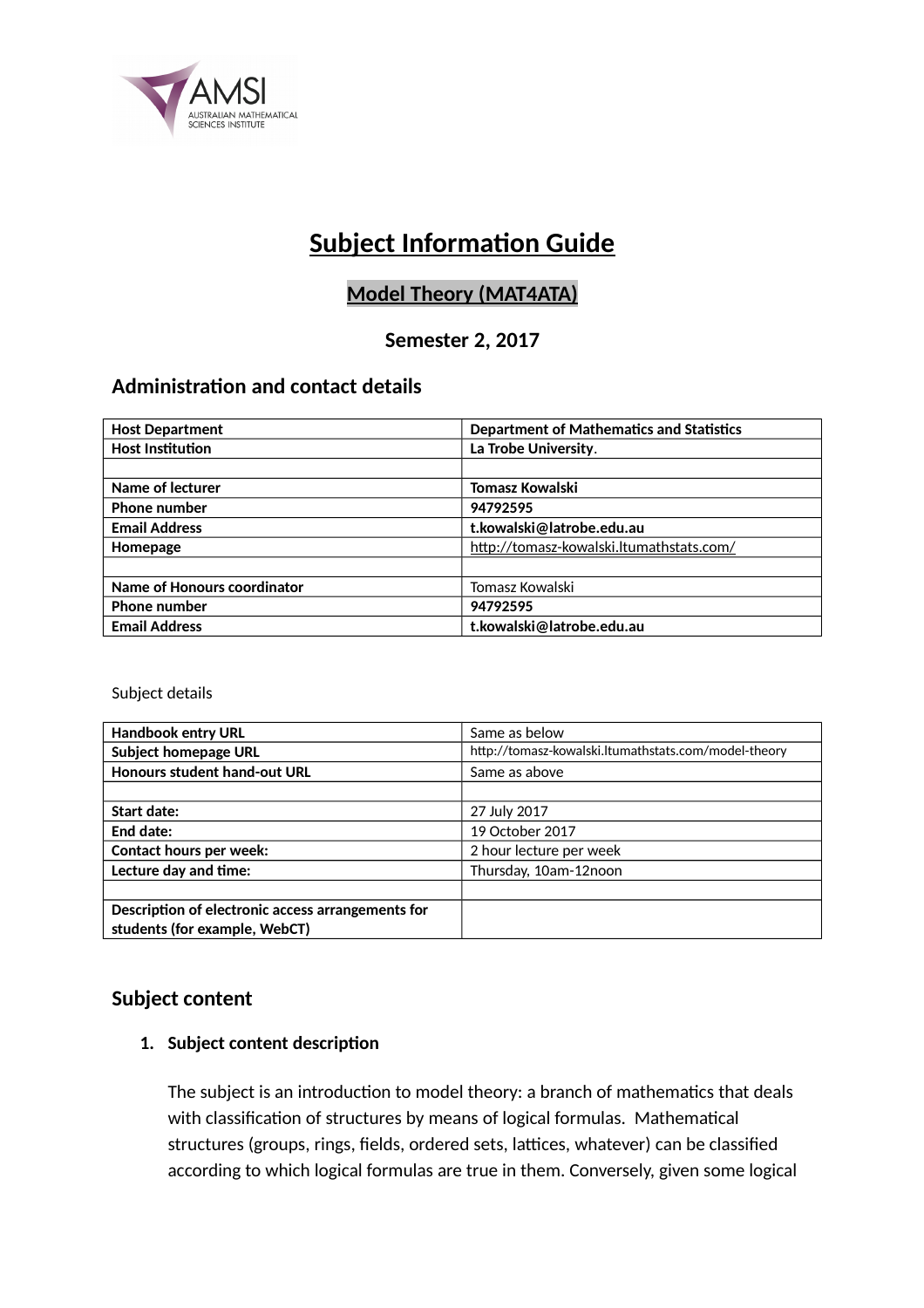# Subject Information Guide

## Model Theory (MAT4ATA)

### Semester 2, 2017

## Administration and contact details

| Host Department | Department of Mathematics and Statistics |
|---|---|
| Host Institution | La Trobe University. |
| | |
| Name of lecturer | Tomasz Kowalski |
| Phone number | 94792595 |
| Email Address | t.kowalski@latrobe.edu.au |
| Homepage | http://tomasz-kowalski.ltumathstats.com/ |
| | |
| Name of Honours coordinator | Tomasz Kowalski |
| Phone number | 94792595 |
| Email Address | t.kowalski@latrobe.edu.au |

Subject details

| Handbook entry URL | Same as below |
|---|---|
| Subject homepage URL | http://tomasz-kowalski.ltumathstats.com/model-theory |
| Honours student hand-out URL | Same as above |
| | |
| Start date: | 27 July 2017 |
| End date: | 19 October 2017 |
| Contact hours per week: | 2 hour lecture per week |
| Lecture day and time: | Thursday, 10am-12noon |
| | |
| Description of electronic access arrangements for students (for example, WebCT) | |

## Subject content

1. **Subject content description**

   The subject is an introduction to model theory: a branch of mathematics that deals with classification of structures by means of logical formulas. Mathematical structures (groups, rings, fields, ordered sets, lattices, whatever) can be classified according to which logical formulas are true in them. Conversely, given some logical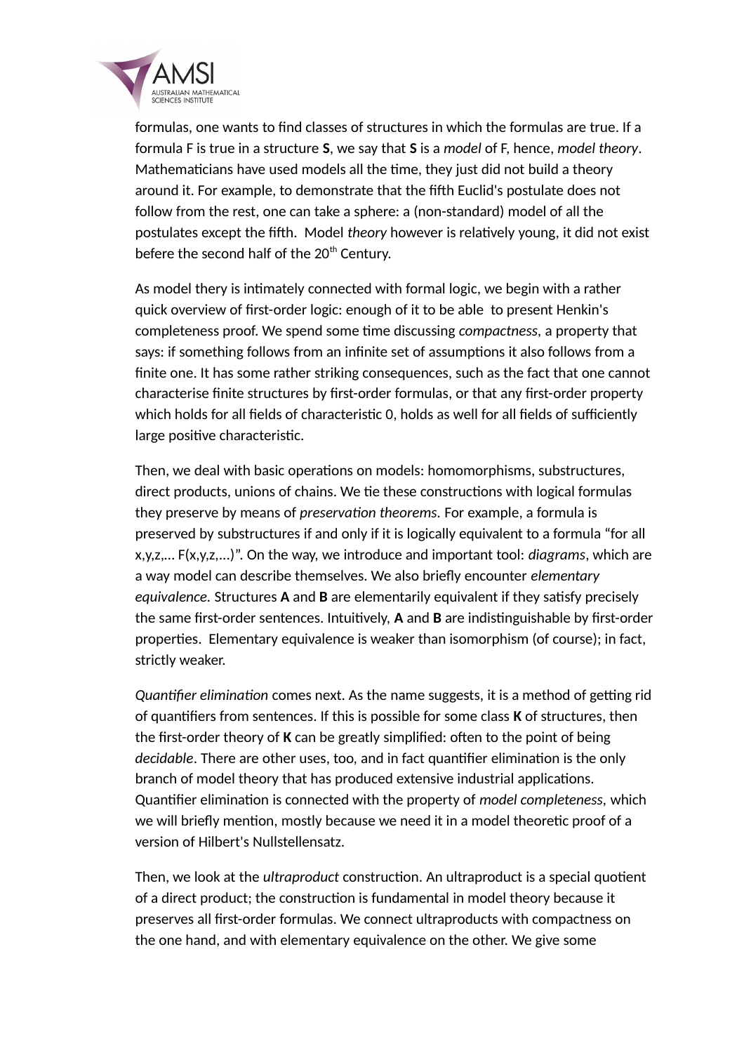formulas, one wants to find classes of structures in which the formulas are true. If a formula F is true in a structure **S**, we say that **S** is a *model* of F, hence, *model theory*. Mathematicians have used models all the time, they just did not build a theory around it. For example, to demonstrate that the fifth Euclid's postulate does not follow from the rest, one can take a sphere: a (non-standard) model of all the postulates except the fifth. Model *theory* however is relatively young, it did not exist befere the second half of the 20th Century.

As model thery is intimately connected with formal logic, we begin with a rather quick overview of first-order logic: enough of it to be able to present Henkin's completeness proof. We spend some time discussing *compactness*, a property that says: if something follows from an infinite set of assumptions it also follows from a finite one. It has some rather striking consequences, such as the fact that one cannot characterise finite structures by first-order formulas, or that any first-order property which holds for all fields of characteristic 0, holds as well for all fields of sufficiently large positive characteristic.

Then, we deal with basic operations on models: homomorphisms, substructures, direct products, unions of chains. We tie these constructions with logical formulas they preserve by means of *preservation theorems*. For example, a formula is preserved by substructures if and only if it is logically equivalent to a formula “for all x,y,z,... F(x,y,z,...)”. On the way, we introduce and important tool: *diagrams*, which are a way model can describe themselves. We also briefly encounter *elementary equivalence.* Structures **A** and **B** are elementarily equivalent if they satisfy precisely the same first-order sentences. Intuitively, **A** and **B** are indistinguishable by first-order properties. Elementary equivalence is weaker than isomorphism (of course); in fact, strictly weaker.

*Quantifier elimination* comes next. As the name suggests, it is a method of getting rid of quantifiers from sentences. If this is possible for some class **K** of structures, then the first-order theory of **K** can be greatly simplified: often to the point of being *decidable*. There are other uses, too, and in fact quantifier elimination is the only branch of model theory that has produced extensive industrial applications. Quantifier elimination is connected with the property of *model completeness*, which we will briefly mention, mostly because we need it in a model theoretic proof of a version of Hilbert's Nullstellensatz.

Then, we look at the *ultraproduct* construction. An ultraproduct is a special quotient of a direct product; the construction is fundamental in model theory because it preserves all first-order formulas. We connect ultraproducts with compactness on the one hand, and with elementary equivalence on the other. We give some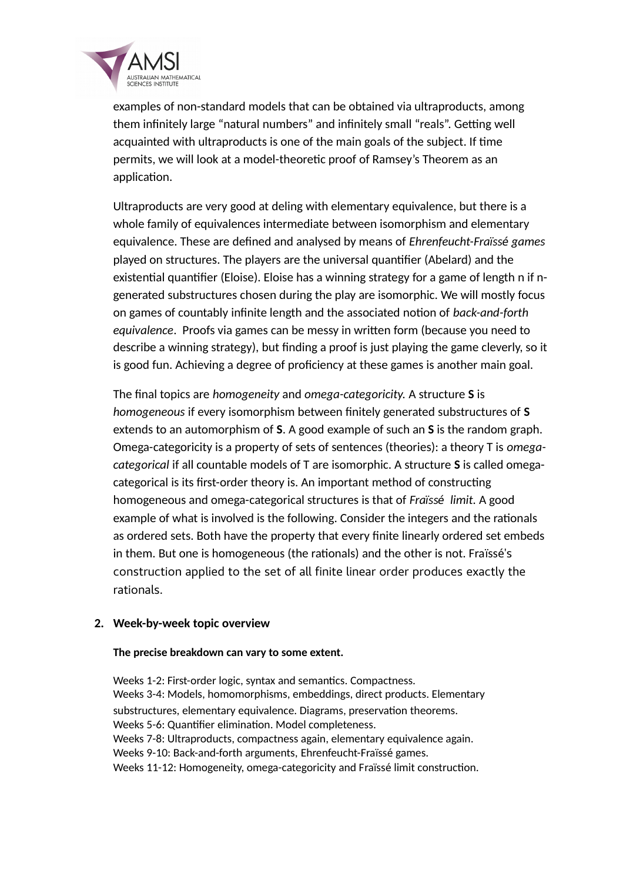examples of non-standard models that can be obtained via ultraproducts, among them infinitely large "natural numbers" and infinitely small "reals". Getting well acquainted with ultraproducts is one of the main goals of the subject. If time permits, we will look at a model-theoretic proof of Ramsey's Theorem as an application.

Ultraproducts are very good at deling with elementary equivalence, but there is a whole family of equivalences intermediate between isomorphism and elementary equivalence. These are defined and analysed by means of *Ehrenfeucht-Fraïssé games* played on structures. The players are the universal quantifier (Abelard) and the existential quantifier (Eloise). Eloise has a winning strategy for a game of length n if n-generated substructures chosen during the play are isomorphic. We will mostly focus on games of countably infinite length and the associated notion of *back-and-forth equivalence*. Proofs via games can be messy in written form (because you need to describe a winning strategy), but finding a proof is just playing the game cleverly, so it is good fun. Achieving a degree of proficiency at these games is another main goal.

The final topics are *homogeneity* and *omega-categoricity.* A structure **S** is *homogeneous* if every isomorphism between finitely generated substructures of **S** extends to an automorphism of **S**. A good example of such an **S** is the random graph. Omega-categoricity is a property of sets of sentences (theories): a theory T is *omega-categorical* if all countable models of T are isomorphic. A structure **S** is called omega-categorical is its first-order theory is. An important method of constructing homogeneous and omega-categorical structures is that of *Fraïssé limit*. A good example of what is involved is the following. Consider the integers and the rationals as ordered sets. Both have the property that every finite linearly ordered set embeds in them. But one is homogeneous (the rationals) and the other is not. Fraïssé's construction applied to the set of all finite linear order produces exactly the rationals.

## 2. Week-by-week topic overview

**The precise breakdown can vary to some extent.**

Weeks 1-2: First-order logic, syntax and semantics. Compactness.
Weeks 3-4: Models, homomorphisms, embeddings, direct products. Elementary substructures, elementary equivalence. Diagrams, preservation theorems.
Weeks 5-6: Quantifier elimination. Model completeness.
Weeks 7-8: Ultraproducts, compactness again, elementary equivalence again.
Weeks 9-10: Back-and-forth arguments, Ehrenfeucht-Fraïssé games.
Weeks 11-12: Homogeneity, omega-categoricity and Fraïssé limit construction.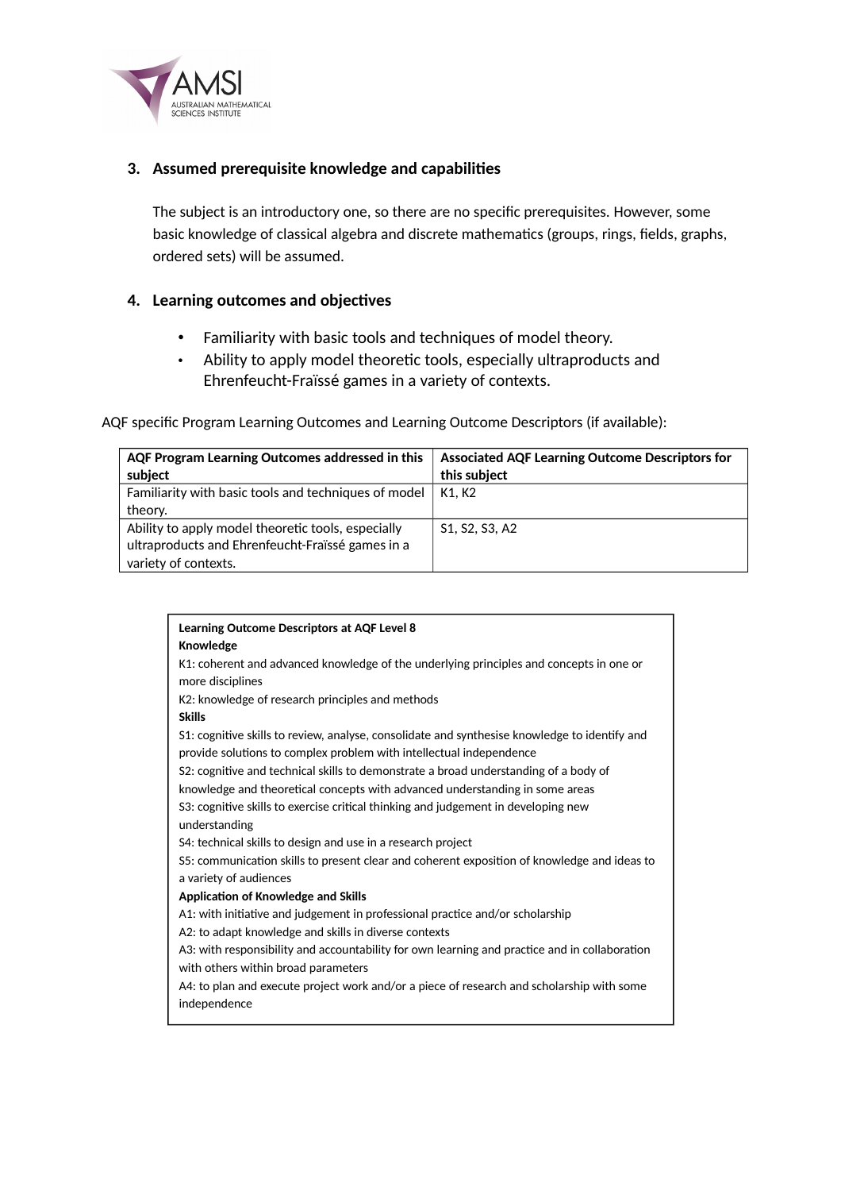3. **Assumed prerequisite knowledge and capabilities**

   The subject is an introductory one, so there are no specific prerequisites. However, some basic knowledge of classical algebra and discrete mathematics (groups, rings, fields, graphs, ordered sets) will be assumed.

4. **Learning outcomes and objectives**

   - Familiarity with basic tools and techniques of model theory.
   - Ability to apply model theoretic tools, especially ultraproducts and Ehrenfeucht-Fraïssé games in a variety of contexts.

AQF specific Program Learning Outcomes and Learning Outcome Descriptors (if available):

| AQF Program Learning Outcomes addressed in this subject | Associated AQF Learning Outcome Descriptors for this subject |
|---|---|
| Familiarity with basic tools and techniques of model theory. | K1, K2 |
| Ability to apply model theoretic tools, especially ultraproducts and Ehrenfeucht-Fraïssé games in a variety of contexts. | S1, S2, S3, A2 |

**Learning Outcome Descriptors at AQF Level 8**

**Knowledge**

K1: coherent and advanced knowledge of the underlying principles and concepts in one or more disciplines

K2: knowledge of research principles and methods

**Skills**

S1: cognitive skills to review, analyse, consolidate and synthesise knowledge to identify and provide solutions to complex problem with intellectual independence

S2: cognitive and technical skills to demonstrate a broad understanding of a body of knowledge and theoretical concepts with advanced understanding in some areas

S3: cognitive skills to exercise critical thinking and judgement in developing new understanding

S4: technical skills to design and use in a research project

S5: communication skills to present clear and coherent exposition of knowledge and ideas to a variety of audiences

**Application of Knowledge and Skills**

A1: with initiative and judgement in professional practice and/or scholarship

A2: to adapt knowledge and skills in diverse contexts

A3: with responsibility and accountability for own learning and practice and in collaboration with others within broad parameters

A4: to plan and execute project work and/or a piece of research and scholarship with some independence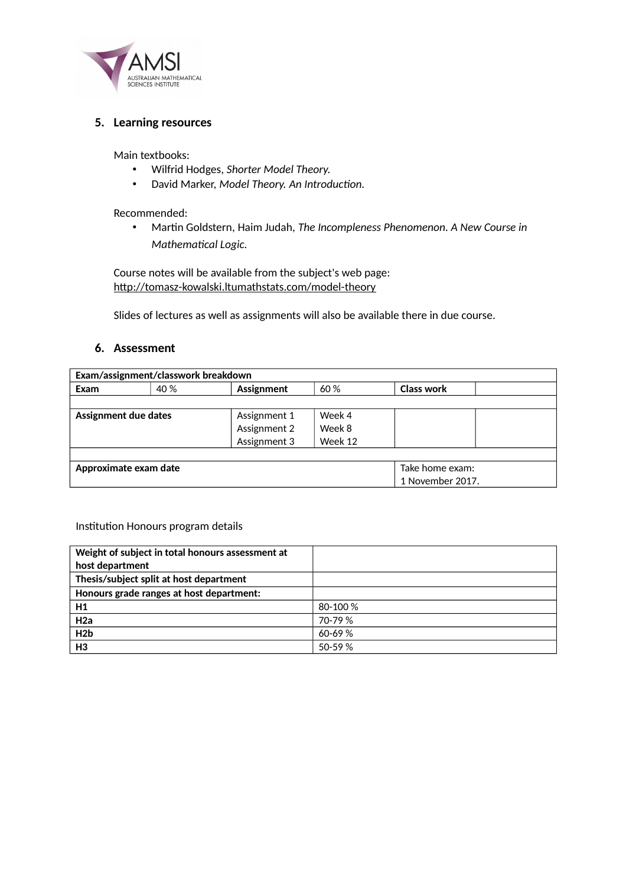## 5. Learning resources

Main textbooks:

- Wilfrid Hodges, *Shorter Model Theory.*
- David Marker, *Model Theory. An Introduction.*

Recommended:

- Martin Goldstern, Haim Judah, *The Incompleteness Phenomenon. A New Course in Mathematical Logic.*

Course notes will be available from the subject's web page:
http://tomasz-kowalski.ltumathstats.com/model-theory

Slides of lectures as well as assignments will also be available there in due course.

## 6. Assessment

| | | | | | |
|---|---|---|---|---|---|
| **Exam/assignment/classwork breakdown** | | | | | |
| **Exam** | 40 % | **Assignment** | 60 % | **Class work** | |
| | | | | | |
| **Assignment due dates** | | Assignment 1<br>Assignment 2<br>Assignment 3 | Week 4<br>Week 8<br>Week 12 | | |
| | | | | | |
| **Approximate exam date** | | | | Take home exam:<br>1 November 2017. | |

Institution Honours program details

| | |
|---|---|
| **Weight of subject in total honours assessment at host department** | |
| **Thesis/subject split at host department** | |
| **Honours grade ranges at host department:** | |
| **H1** | 80-100 % |
| **H2a** | 70-79 % |
| **H2b** | 60-69 % |
| **H3** | 50-59 % |